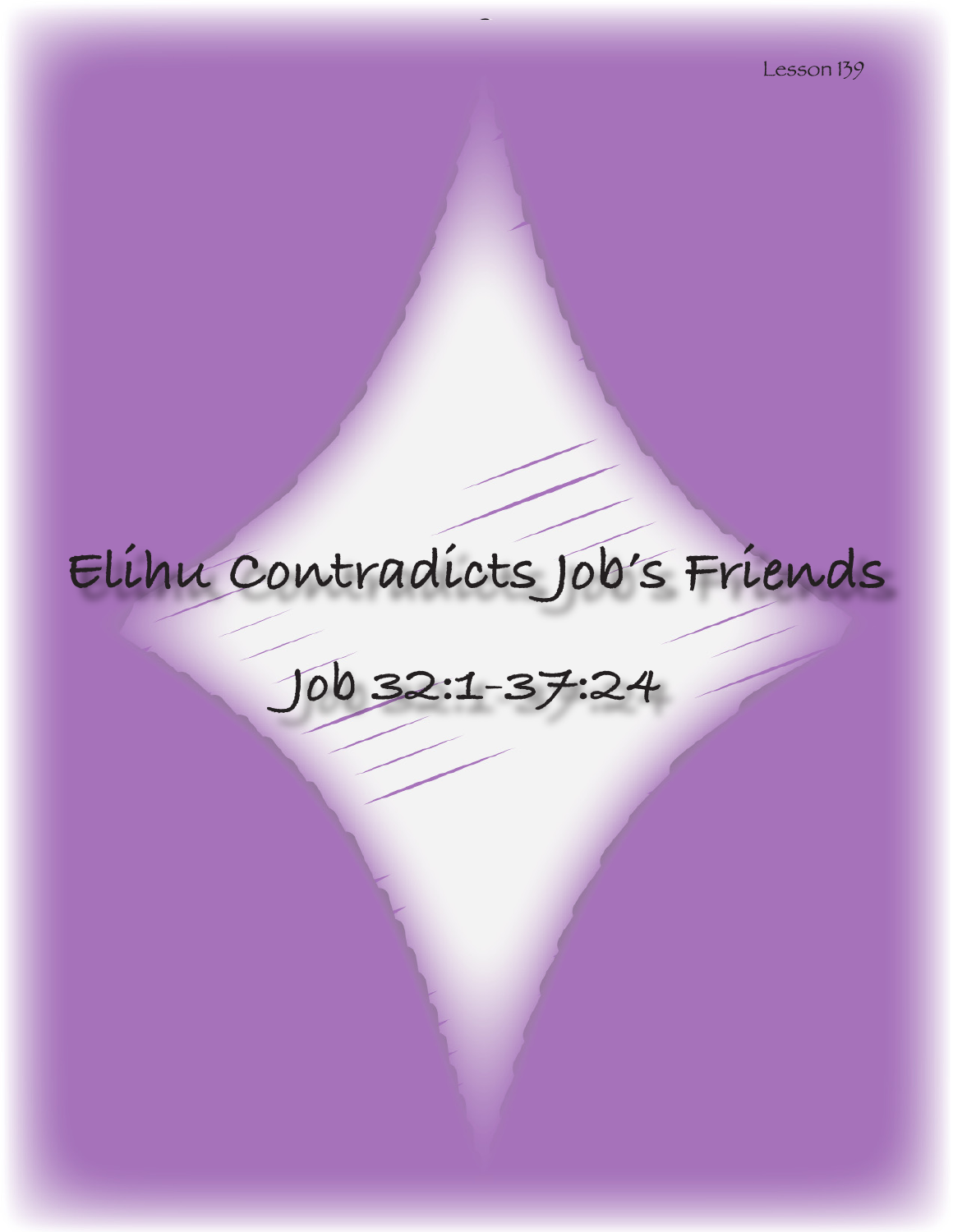Lesson 139

# Elihu Contradicts Job's Friends

## Job 32:1-37:24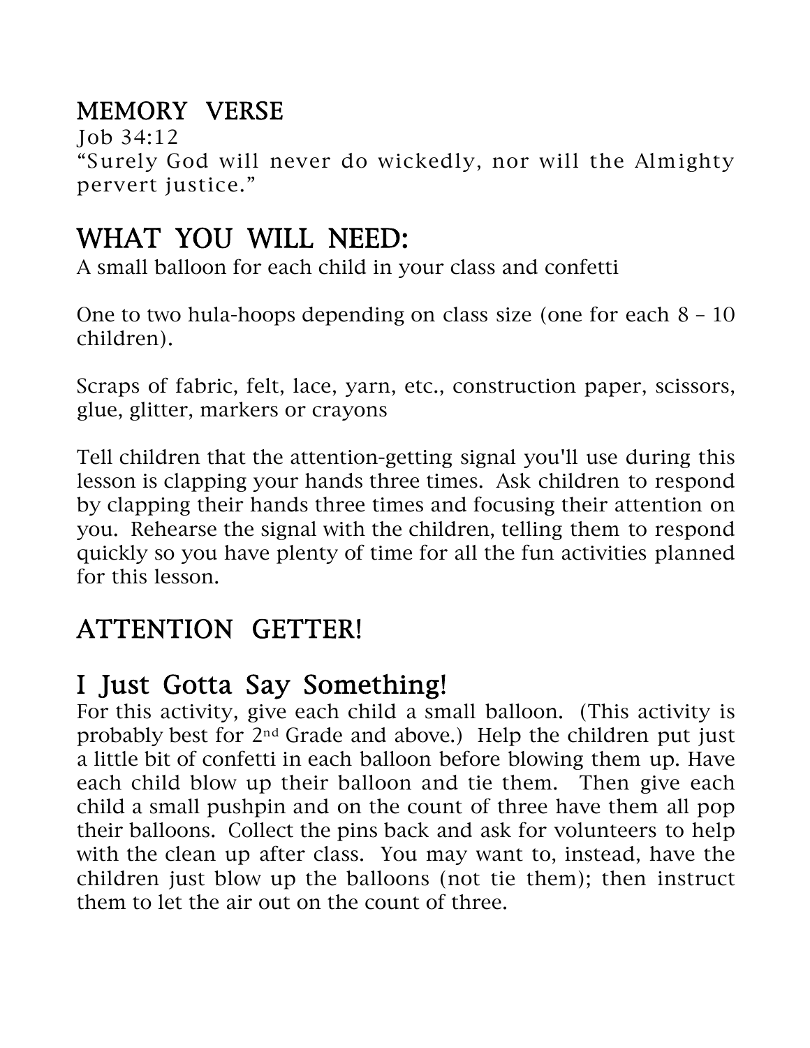## MEMORY VERSE

Job 34:12

"Surely God will never do wickedly, nor will the Almighty pervert justice."

# WHAT YOU WILL NEED:

A small balloon for each child in your class and confetti

One to two hula-hoops depending on class size (one for each 8 – 10 children).

Scraps of fabric, felt, lace, yarn, etc., construction paper, scissors, glue, glitter, markers or crayons

Tell children that the attention-getting signal you'll use during this lesson is clapping your hands three times. Ask children to respond by clapping their hands three times and focusing their attention on you. Rehearse the signal with the children, telling them to respond quickly so you have plenty of time for all the fun activities planned for this lesson.

# ATTENTION GETTER!

## I Just Gotta Say Something!

For this activity, give each child a small balloon. (This activity is probably best for 2nd Grade and above.) Help the children put just a little bit of confetti in each balloon before blowing them up. Have each child blow up their balloon and tie them. Then give each child a small pushpin and on the count of three have them all pop their balloons. Collect the pins back and ask for volunteers to help with the clean up after class. You may want to, instead, have the children just blow up the balloons (not tie them); then instruct them to let the air out on the count of three.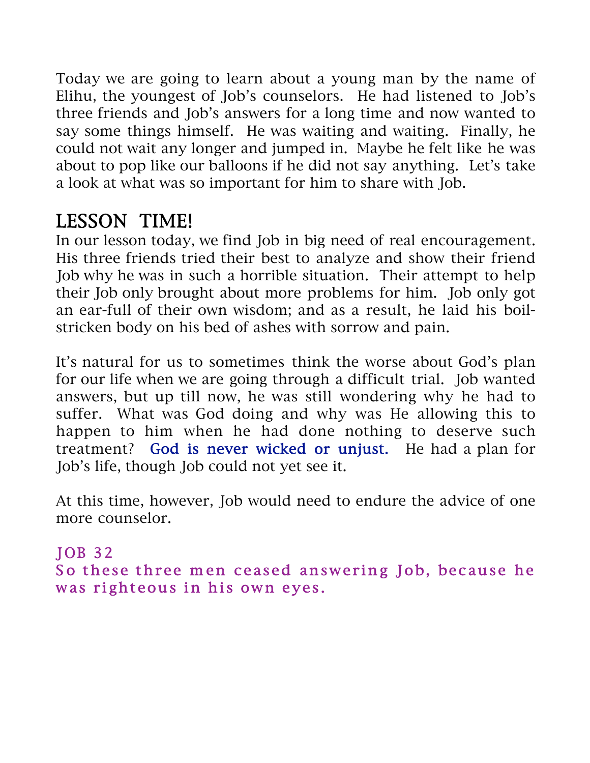Today we are going to learn about a young man by the name of Elihu, the youngest of Job's counselors. He had listened to Job's three friends and Job's answers for a long time and now wanted to say some things himself. He was waiting and waiting. Finally, he could not wait any longer and jumped in. Maybe he felt like he was about to pop like our balloons if he did not say anything. Let's take a look at what was so important for him to share with Job.

## LESSON TIME!

In our lesson today, we find Job in big need of real encouragement. His three friends tried their best to analyze and show their friend Job why he was in such a horrible situation. Their attempt to help their Job only brought about more problems for him. Job only got an ear-full of their own wisdom; and as a result, he laid his boil-stricken body on his bed of ashes with sorrow and pain.

It's natural for us to sometimes think the worse about God's plan for our life when we are going through a difficult trial. Job wanted answers, but up till now, he was still wondering why he had to suffer. What was God doing and why was He allowing this to happen to him when he had done nothing to deserve such treatment? God is never wicked or unjust. He had a plan for Job's life, though Job could not yet see it.

At this time, however, Job would need to endure the advice of one more counselor.

JOB 32
So these three men ceased answering Job, because he was righteous in his own eyes.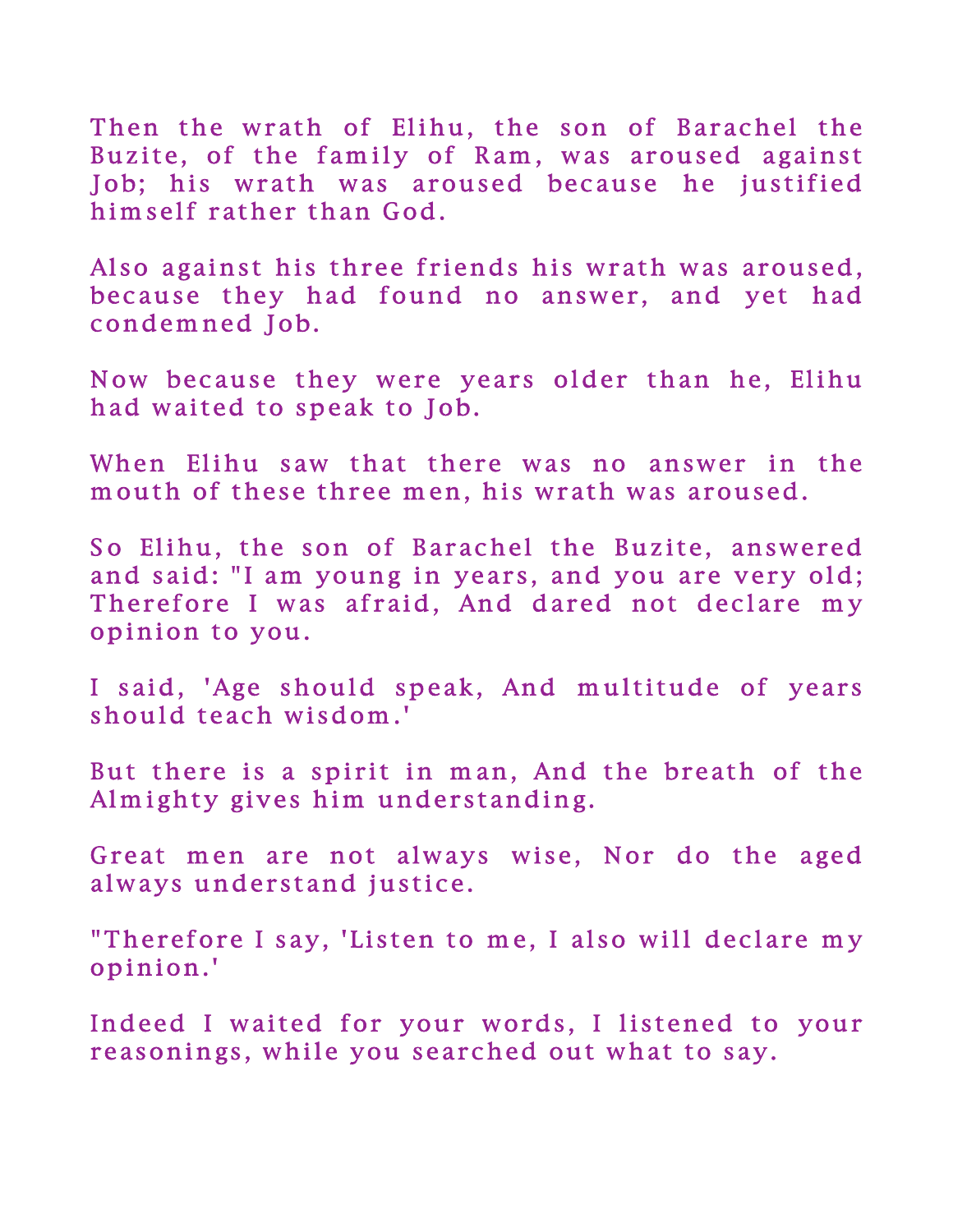Then the wrath of Elihu, the son of Barachel the Buzite, of the family of Ram, was aroused against Job; his wrath was aroused because he justified himself rather than God.

Also against his three friends his wrath was aroused, because they had found no answer, and yet had condemned Job.

Now because they were years older than he, Elihu had waited to speak to Job.

When Elihu saw that there was no answer in the mouth of these three men, his wrath was aroused.

So Elihu, the son of Barachel the Buzite, answered and said: "I am young in years, and you are very old; Therefore I was afraid, And dared not declare my opinion to you.

I said, 'Age should speak, And multitude of years should teach wisdom.'

But there is a spirit in man, And the breath of the Almighty gives him understanding.

Great men are not always wise, Nor do the aged always understand justice.

"Therefore I say, 'Listen to me, I also will declare my opinion.'

Indeed I waited for your words, I listened to your reasonings, while you searched out what to say.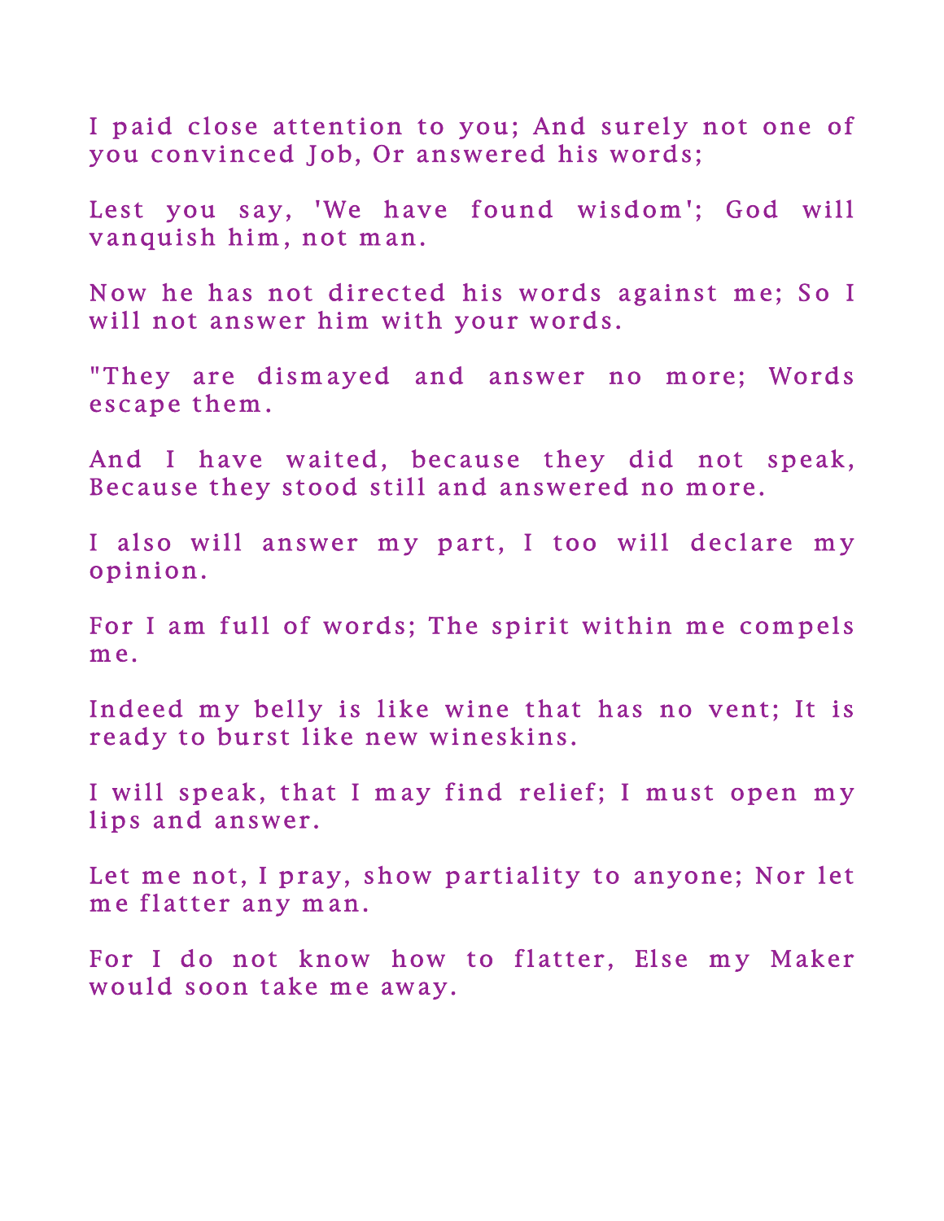I paid close attention to you; And surely not one of you convinced Job, Or answered his words;

Lest you say, 'We have found wisdom'; God will vanquish him, not man.

Now he has not directed his words against me; So I will not answer him with your words.

"They are dismayed and answer no more; Words escape them.

And I have waited, because they did not speak, Because they stood still and answered no more.

I also will answer my part, I too will declare my opinion.

For I am full of words; The spirit within me compels me.

Indeed my belly is like wine that has no vent; It is ready to burst like new wineskins.

I will speak, that I may find relief; I must open my lips and answer.

Let me not, I pray, show partiality to anyone; Nor let me flatter any man.

For I do not know how to flatter, Else my Maker would soon take me away.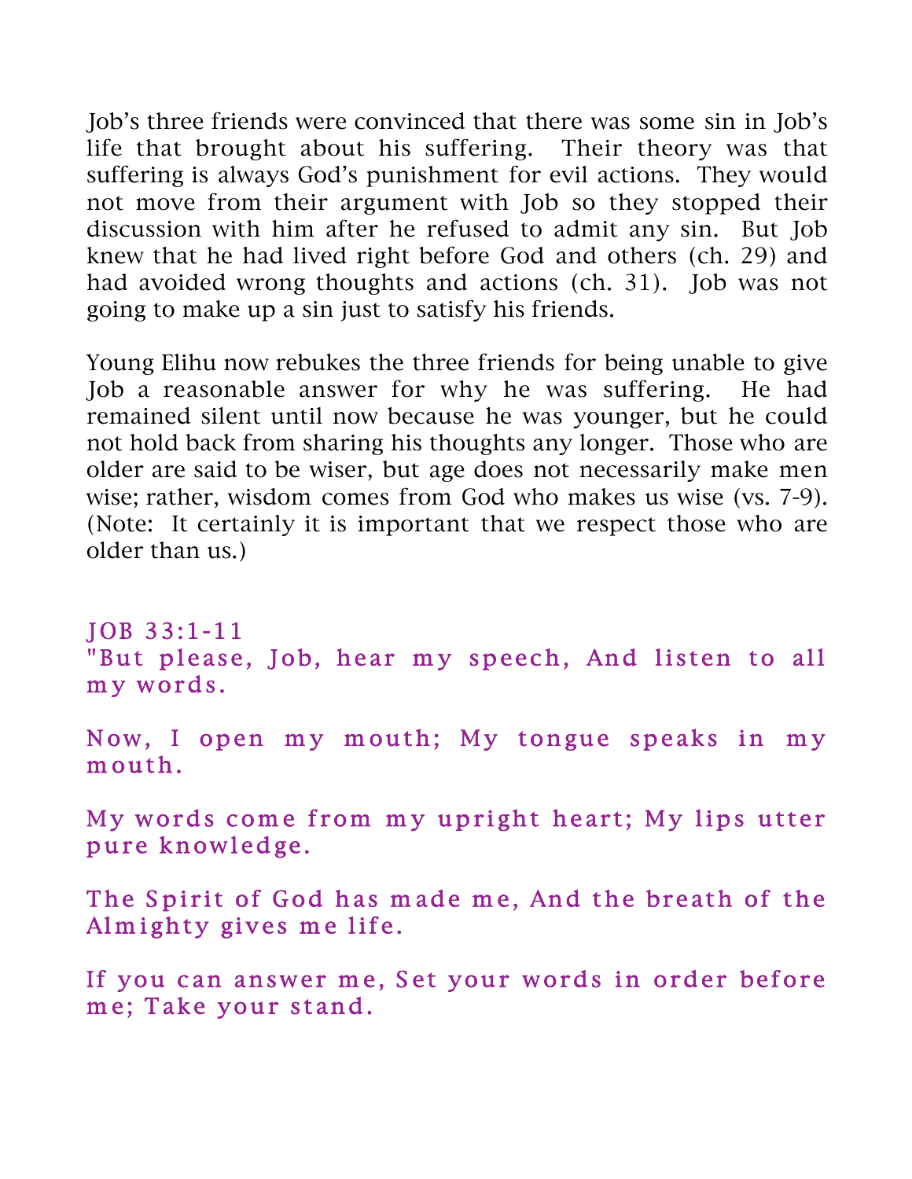Job's three friends were convinced that there was some sin in Job's life that brought about his suffering. Their theory was that suffering is always God's punishment for evil actions. They would not move from their argument with Job so they stopped their discussion with him after he refused to admit any sin. But Job knew that he had lived right before God and others (ch. 29) and had avoided wrong thoughts and actions (ch. 31). Job was not going to make up a sin just to satisfy his friends.

Young Elihu now rebukes the three friends for being unable to give Job a reasonable answer for why he was suffering. He had remained silent until now because he was younger, but he could not hold back from sharing his thoughts any longer. Those who are older are said to be wiser, but age does not necessarily make men wise; rather, wisdom comes from God who makes us wise (vs. 7-9). (Note: It certainly it is important that we respect those who are older than us.)

JOB 33:1-11

"But please, Job, hear my speech, And listen to all my words.

Now, I open my mouth; My tongue speaks in my mouth.

My words come from my upright heart; My lips utter pure knowledge.

The Spirit of God has made me, And the breath of the Almighty gives me life.

If you can answer me, Set your words in order before me; Take your stand.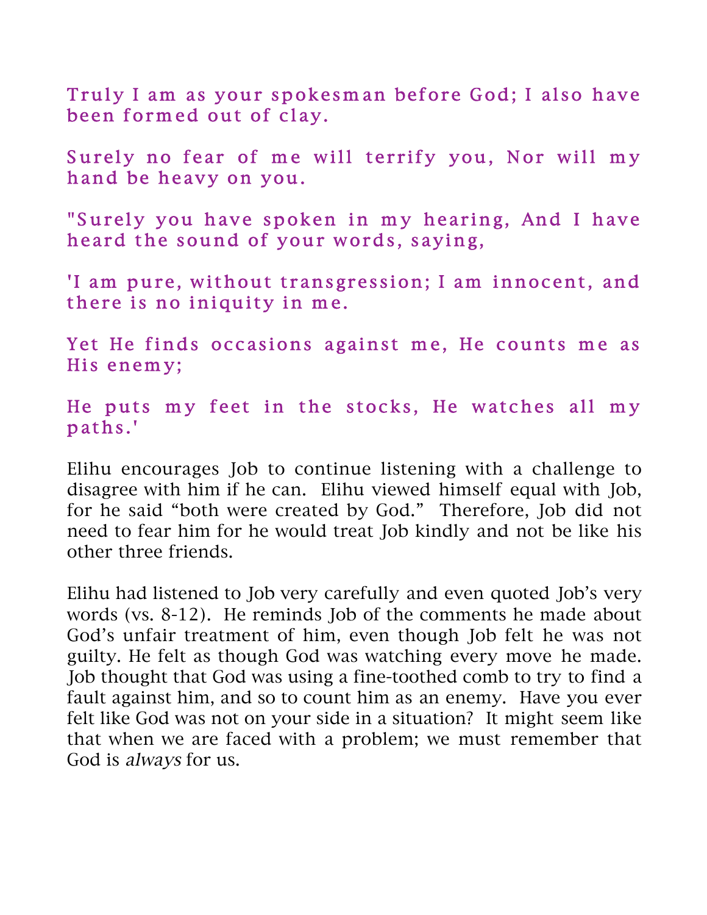Truly I am as your spokesman before God; I also have been formed out of clay.

Surely no fear of me will terrify you, Nor will my hand be heavy on you.

"Surely you have spoken in my hearing, And I have heard the sound of your words, saying,

'I am pure, without transgression; I am innocent, and there is no iniquity in me.

Yet He finds occasions against me, He counts me as His enemy;

He puts my feet in the stocks, He watches all my paths.'

Elihu encourages Job to continue listening with a challenge to disagree with him if he can. Elihu viewed himself equal with Job, for he said "both were created by God." Therefore, Job did not need to fear him for he would treat Job kindly and not be like his other three friends.

Elihu had listened to Job very carefully and even quoted Job's very words (vs. 8-12). He reminds Job of the comments he made about God's unfair treatment of him, even though Job felt he was not guilty. He felt as though God was watching every move he made. Job thought that God was using a fine-toothed comb to try to find a fault against him, and so to count him as an enemy. Have you ever felt like God was not on your side in a situation? It might seem like that when we are faced with a problem; we must remember that God is *always* for us.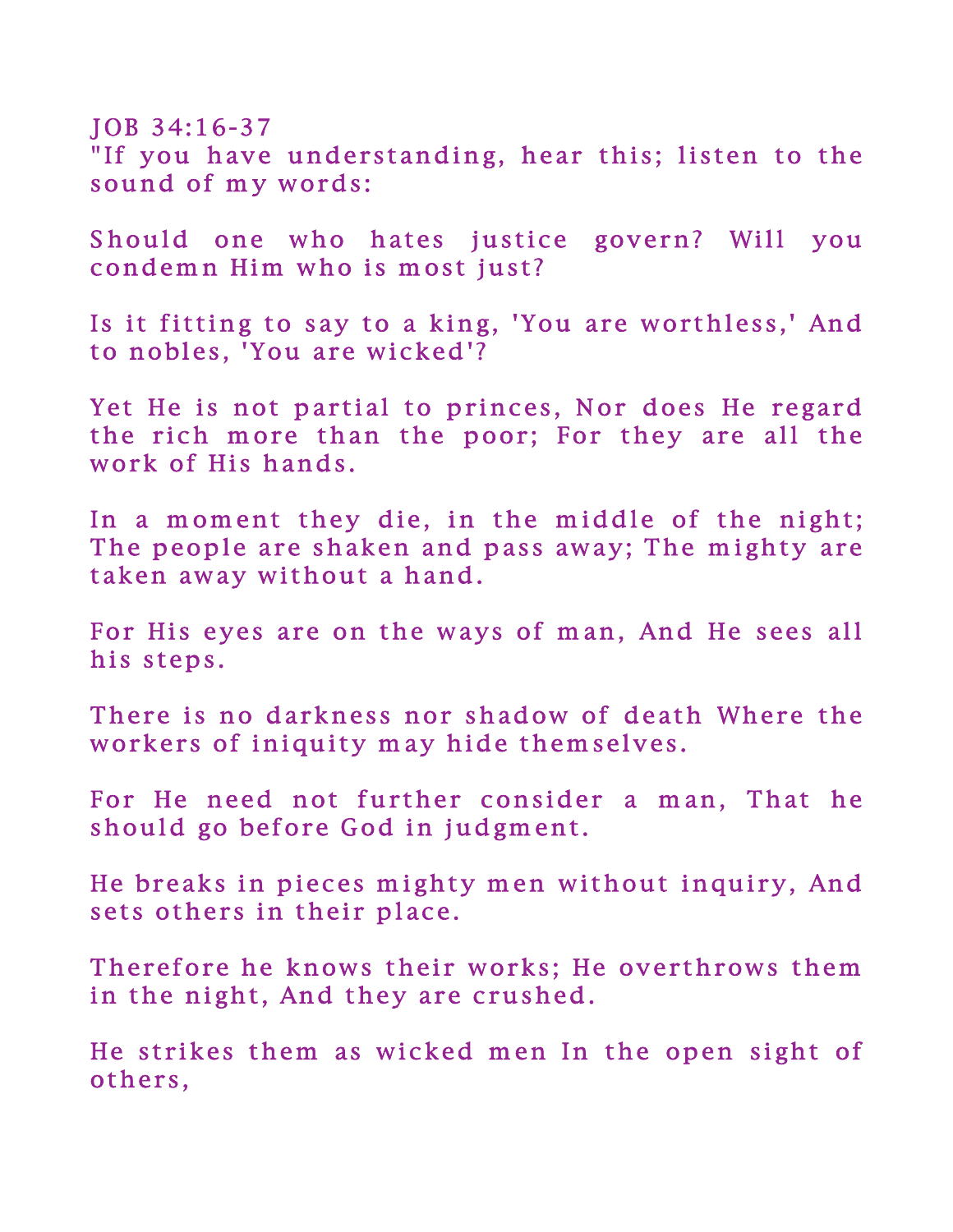JOB 34:16-37

"If you have understanding, hear this; listen to the sound of my words:

Should one who hates justice govern? Will you condemn Him who is most just?

Is it fitting to say to a king, 'You are worthless,' And to nobles, 'You are wicked'?

Yet He is not partial to princes, Nor does He regard the rich more than the poor; For they are all the work of His hands.

In a moment they die, in the middle of the night; The people are shaken and pass away; The mighty are taken away without a hand.

For His eyes are on the ways of man, And He sees all his steps.

There is no darkness nor shadow of death Where the workers of iniquity may hide themselves.

For He need not further consider a man, That he should go before God in judgment.

He breaks in pieces mighty men without inquiry, And sets others in their place.

Therefore he knows their works; He overthrows them in the night, And they are crushed.

He strikes them as wicked men In the open sight of others,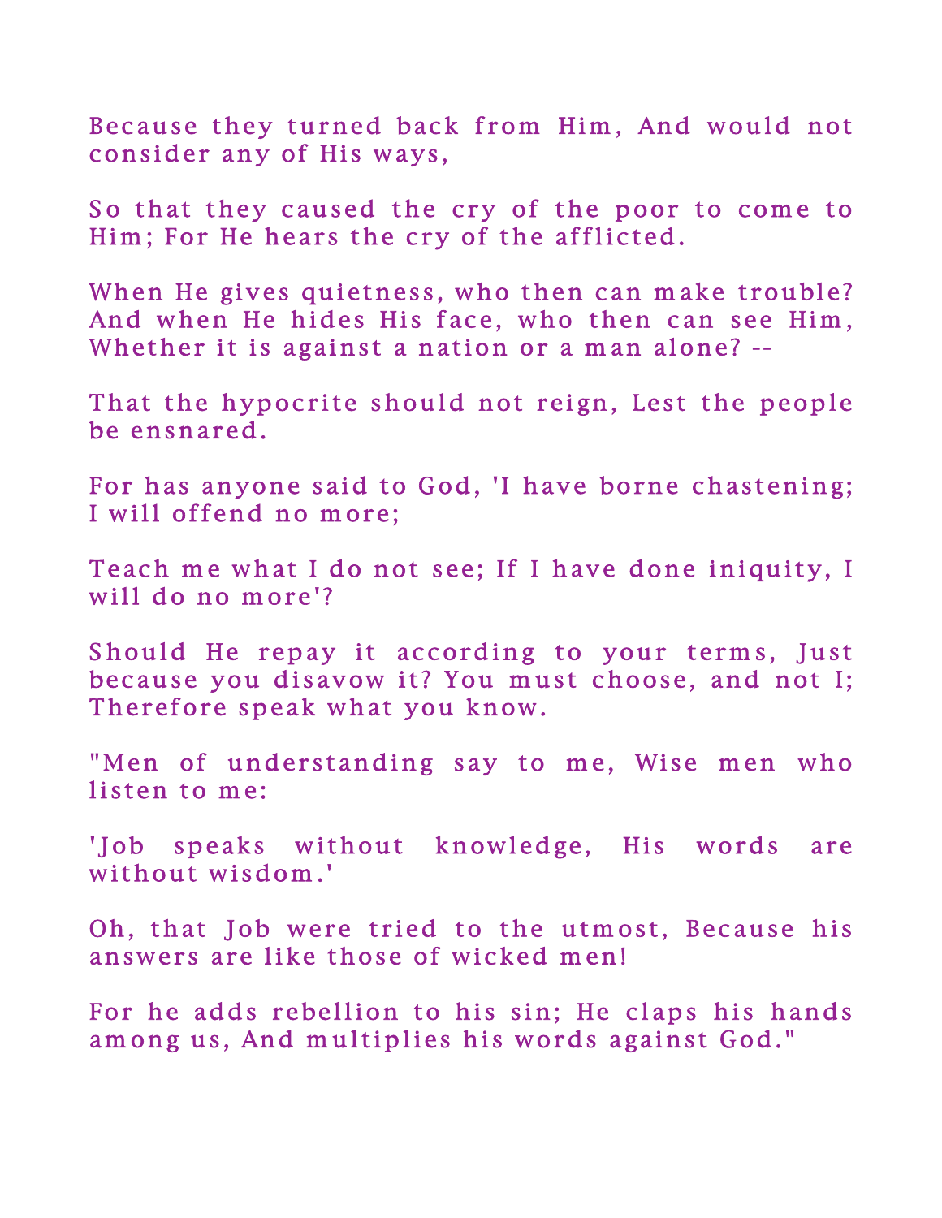Because they turned back from Him, And would not consider any of His ways,

So that they caused the cry of the poor to come to Him; For He hears the cry of the afflicted.

When He gives quietness, who then can make trouble? And when He hides His face, who then can see Him, Whether it is against a nation or a man alone? --

That the hypocrite should not reign, Lest the people be ensnared.

For has anyone said to God, 'I have borne chastening; I will offend no more;

Teach me what I do not see; If I have done iniquity, I will do no more'?

Should He repay it according to your terms, Just because you disavow it? You must choose, and not I; Therefore speak what you know.

"Men of understanding say to me, Wise men who listen to me:

'Job speaks without knowledge, His words are without wisdom.'

Oh, that Job were tried to the utmost, Because his answers are like those of wicked men!

For he adds rebellion to his sin; He claps his hands among us, And multiplies his words against God."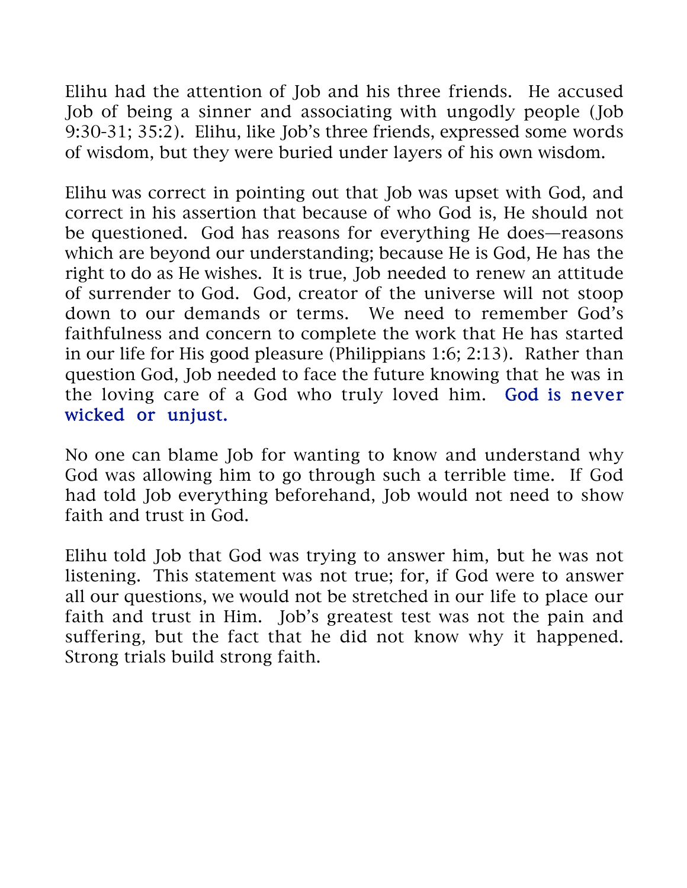Elihu had the attention of Job and his three friends. He accused Job of being a sinner and associating with ungodly people (Job 9:30-31; 35:2). Elihu, like Job's three friends, expressed some words of wisdom, but they were buried under layers of his own wisdom.

Elihu was correct in pointing out that Job was upset with God, and correct in his assertion that because of who God is, He should not be questioned. God has reasons for everything He does—reasons which are beyond our understanding; because He is God, He has the right to do as He wishes. It is true, Job needed to renew an attitude of surrender to God. God, creator of the universe will not stoop down to our demands or terms. We need to remember God's faithfulness and concern to complete the work that He has started in our life for His good pleasure (Philippians 1:6; 2:13). Rather than question God, Job needed to face the future knowing that he was in the loving care of a God who truly loved him. God is never wicked or unjust.

No one can blame Job for wanting to know and understand why God was allowing him to go through such a terrible time. If God had told Job everything beforehand, Job would not need to show faith and trust in God.

Elihu told Job that God was trying to answer him, but he was not listening. This statement was not true; for, if God were to answer all our questions, we would not be stretched in our life to place our faith and trust in Him. Job's greatest test was not the pain and suffering, but the fact that he did not know why it happened. Strong trials build strong faith.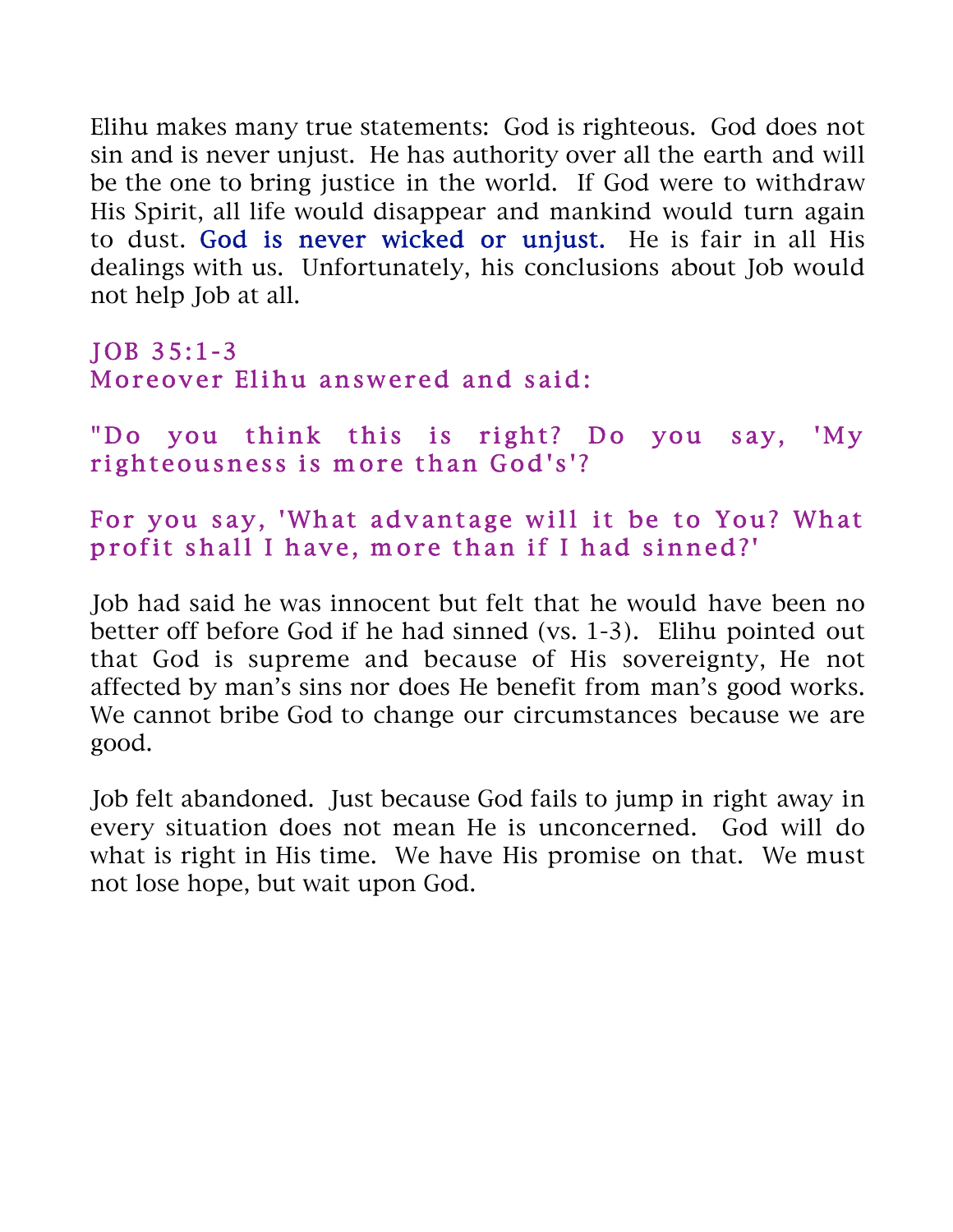Elihu makes many true statements: God is righteous. God does not sin and is never unjust. He has authority over all the earth and will be the one to bring justice in the world. If God were to withdraw His Spirit, all life would disappear and mankind would turn again to dust. God is never wicked or unjust. He is fair in all His dealings with us. Unfortunately, his conclusions about Job would not help Job at all.

JOB 35:1-3
Moreover Elihu answered and said:

"Do you think this is right? Do you say, 'My righteousness is more than God's'?

For you say, 'What advantage will it be to You? What profit shall I have, more than if I had sinned?'

Job had said he was innocent but felt that he would have been no better off before God if he had sinned (vs. 1-3). Elihu pointed out that God is supreme and because of His sovereignty, He not affected by man's sins nor does He benefit from man's good works. We cannot bribe God to change our circumstances because we are good.

Job felt abandoned. Just because God fails to jump in right away in every situation does not mean He is unconcerned. God will do what is right in His time. We have His promise on that. We must not lose hope, but wait upon God.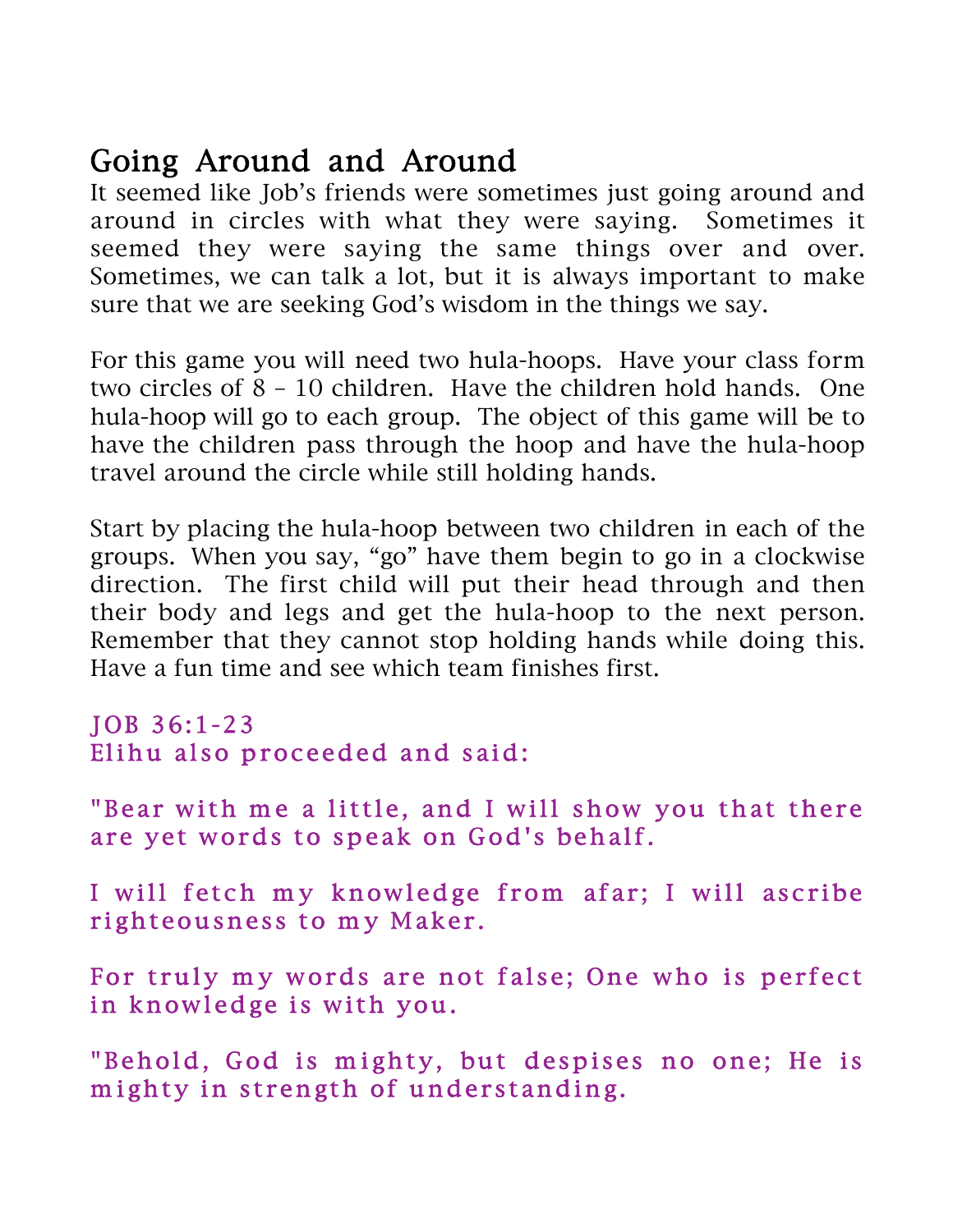## Going Around and Around

It seemed like Job's friends were sometimes just going around and around in circles with what they were saying. Sometimes it seemed they were saying the same things over and over. Sometimes, we can talk a lot, but it is always important to make sure that we are seeking God's wisdom in the things we say.

For this game you will need two hula-hoops. Have your class form two circles of 8 – 10 children. Have the children hold hands. One hula-hoop will go to each group. The object of this game will be to have the children pass through the hoop and have the hula-hoop travel around the circle while still holding hands.

Start by placing the hula-hoop between two children in each of the groups. When you say, "go" have them begin to go in a clockwise direction. The first child will put their head through and then their body and legs and get the hula-hoop to the next person. Remember that they cannot stop holding hands while doing this. Have a fun time and see which team finishes first.

JOB 36:1-23
Elihu also proceeded and said:

"Bear with me a little, and I will show you that there are yet words to speak on God's behalf.

I will fetch my knowledge from afar; I will ascribe righteousness to my Maker.

For truly my words are not false; One who is perfect in knowledge is with you.

"Behold, God is mighty, but despises no one; He is mighty in strength of understanding.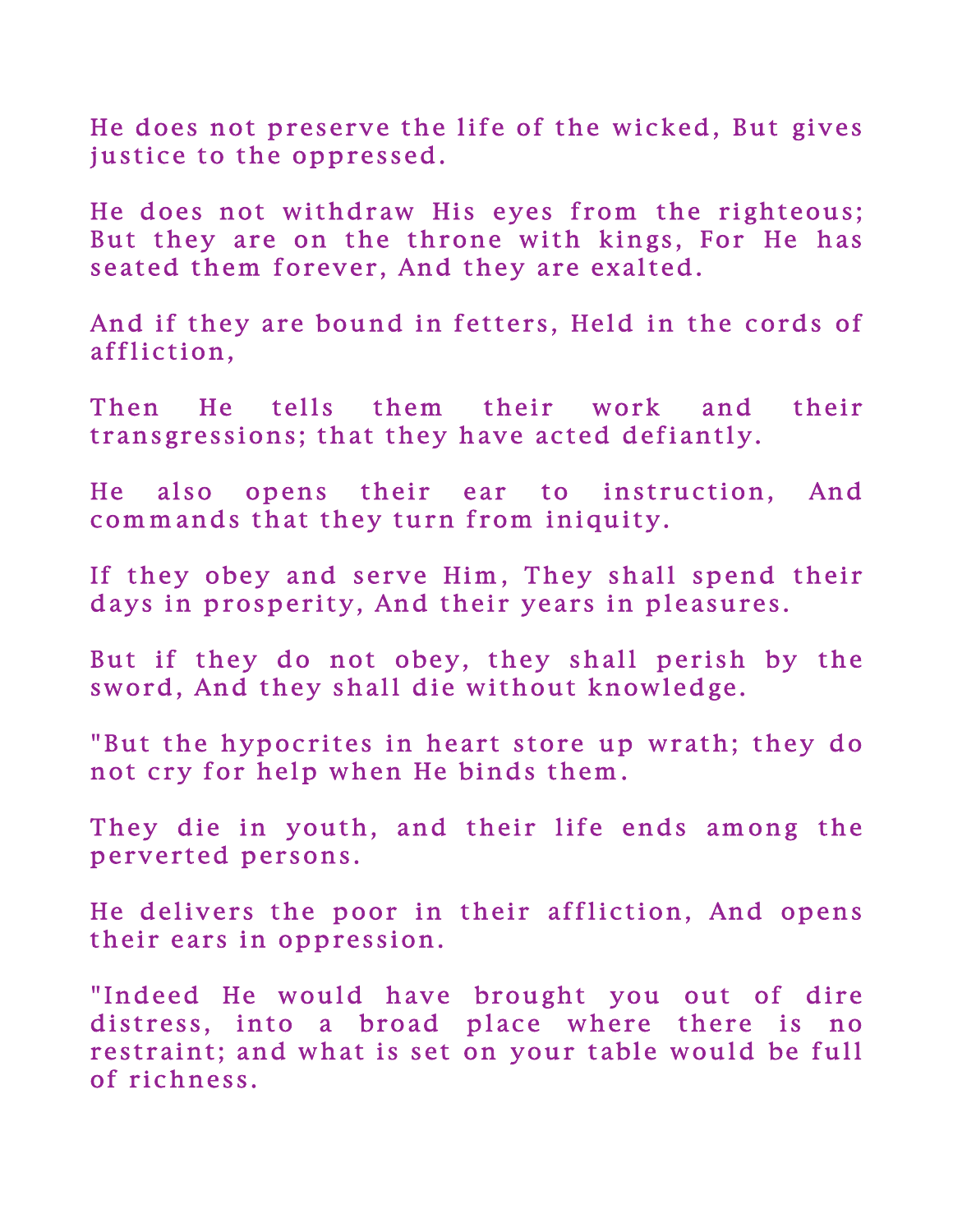He does not preserve the life of the wicked, But gives justice to the oppressed.

He does not withdraw His eyes from the righteous; But they are on the throne with kings, For He has seated them forever, And they are exalted.

And if they are bound in fetters, Held in the cords of affliction,

Then He tells them their work and their transgressions; that they have acted defiantly.

He also opens their ear to instruction, And commands that they turn from iniquity.

If they obey and serve Him, They shall spend their days in prosperity, And their years in pleasures.

But if they do not obey, they shall perish by the sword, And they shall die without knowledge.

"But the hypocrites in heart store up wrath; they do not cry for help when He binds them.

They die in youth, and their life ends among the perverted persons.

He delivers the poor in their affliction, And opens their ears in oppression.

"Indeed He would have brought you out of dire distress, into a broad place where there is no restraint; and what is set on your table would be full of richness.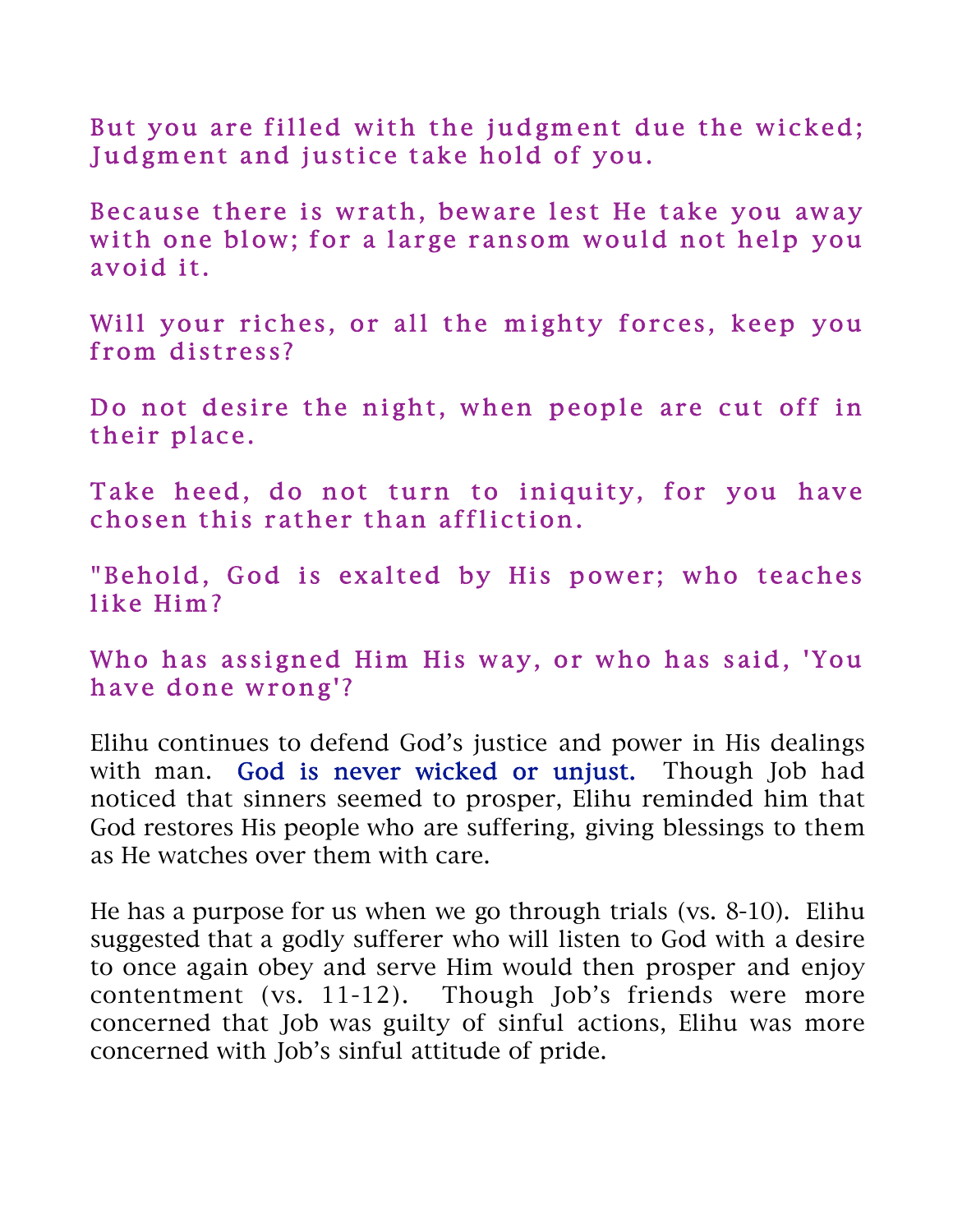But you are filled with the judgment due the wicked; Judgment and justice take hold of you.

Because there is wrath, beware lest He take you away with one blow; for a large ransom would not help you avoid it.

Will your riches, or all the mighty forces, keep you from distress?

Do not desire the night, when people are cut off in their place.

Take heed, do not turn to iniquity, for you have chosen this rather than affliction.

"Behold, God is exalted by His power; who teaches like Him?

Who has assigned Him His way, or who has said, 'You have done wrong'?

Elihu continues to defend God's justice and power in His dealings with man. God is never wicked or unjust. Though Job had noticed that sinners seemed to prosper, Elihu reminded him that God restores His people who are suffering, giving blessings to them as He watches over them with care.

He has a purpose for us when we go through trials (vs. 8-10). Elihu suggested that a godly sufferer who will listen to God with a desire to once again obey and serve Him would then prosper and enjoy contentment (vs. 11-12). Though Job's friends were more concerned that Job was guilty of sinful actions, Elihu was more concerned with Job's sinful attitude of pride.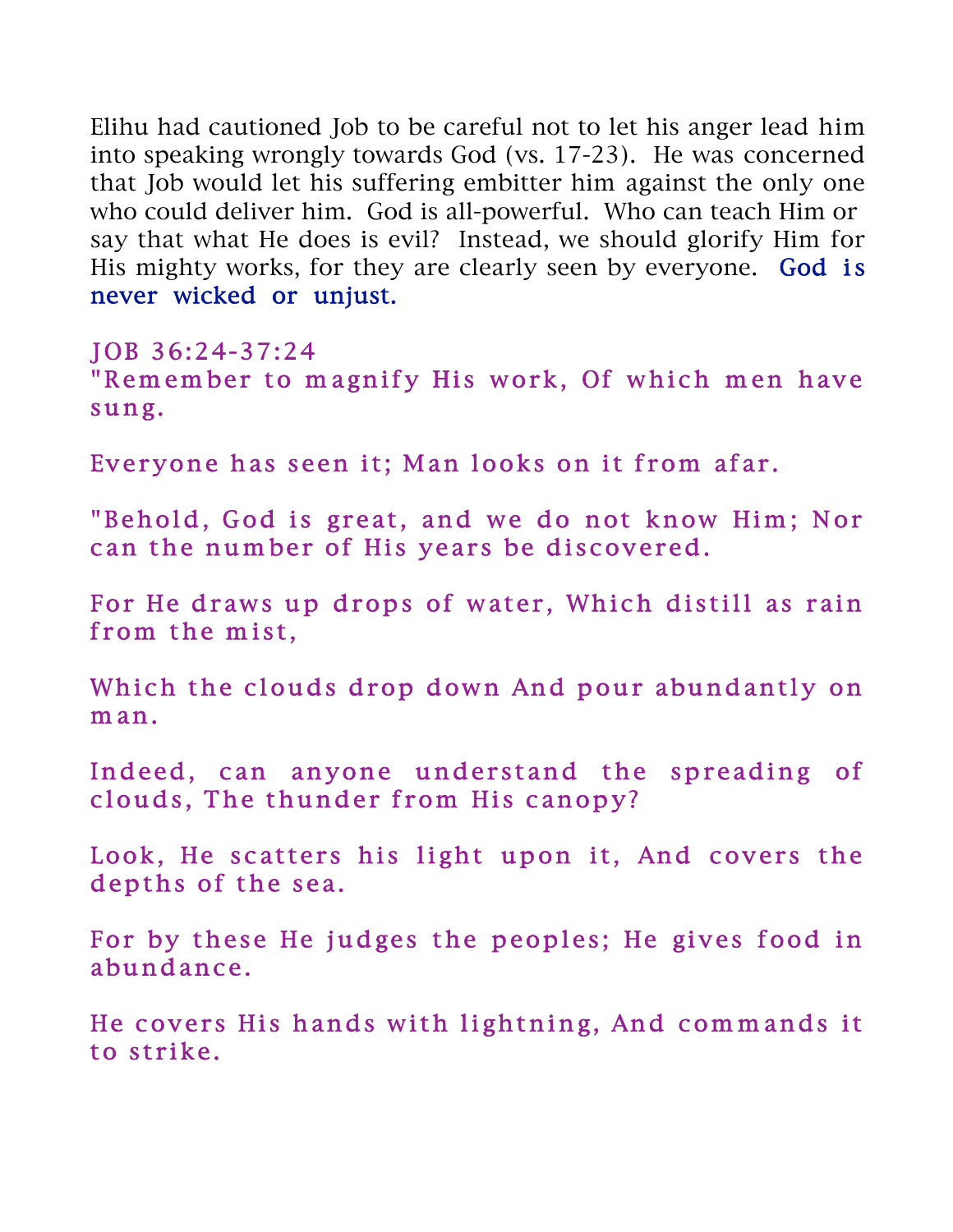Elihu had cautioned Job to be careful not to let his anger lead him into speaking wrongly towards God (vs. 17-23). He was concerned that Job would let his suffering embitter him against the only one who could deliver him. God is all-powerful. Who can teach Him or say that what He does is evil? Instead, we should glorify Him for His mighty works, for they are clearly seen by everyone. God is never wicked or unjust.

JOB 36:24-37:24

"Remember to magnify His work, Of which men have sung.

Everyone has seen it; Man looks on it from afar.

"Behold, God is great, and we do not know Him; Nor can the number of His years be discovered.

For He draws up drops of water, Which distill as rain from the mist,

Which the clouds drop down And pour abundantly on man.

Indeed, can anyone understand the spreading of clouds, The thunder from His canopy?

Look, He scatters his light upon it, And covers the depths of the sea.

For by these He judges the peoples; He gives food in abundance.

He covers His hands with lightning, And commands it to strike.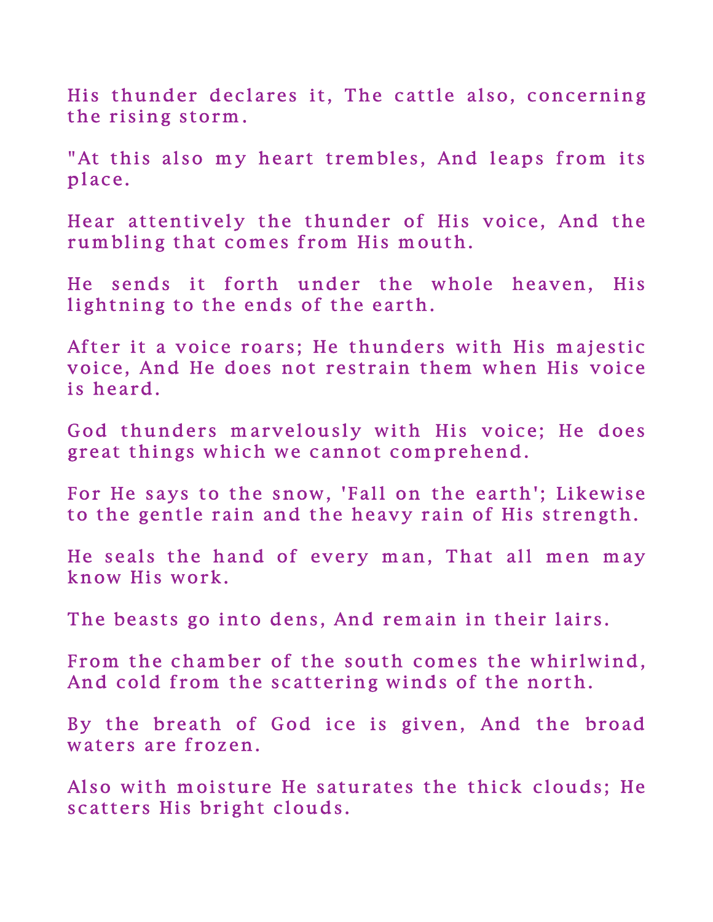His thunder declares it, The cattle also, concerning the rising storm.

"At this also my heart trembles, And leaps from its place.

Hear attentively the thunder of His voice, And the rumbling that comes from His mouth.

He sends it forth under the whole heaven, His lightning to the ends of the earth.

After it a voice roars; He thunders with His majestic voice, And He does not restrain them when His voice is heard.

God thunders marvelously with His voice; He does great things which we cannot comprehend.

For He says to the snow, 'Fall on the earth'; Likewise to the gentle rain and the heavy rain of His strength.

He seals the hand of every man, That all men may know His work.

The beasts go into dens, And remain in their lairs.

From the chamber of the south comes the whirlwind, And cold from the scattering winds of the north.

By the breath of God ice is given, And the broad waters are frozen.

Also with moisture He saturates the thick clouds; He scatters His bright clouds.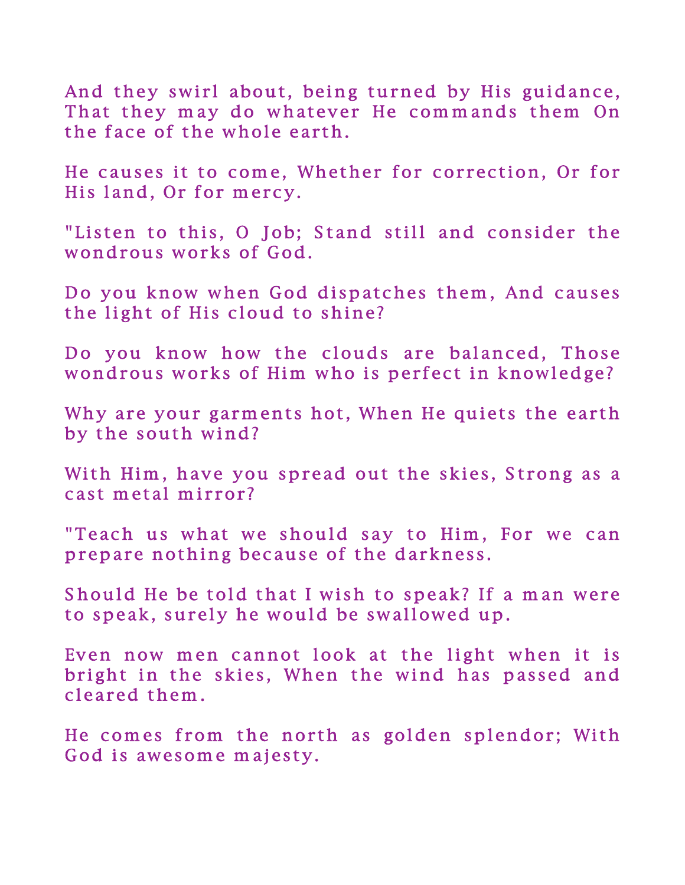And they swirl about, being turned by His guidance, That they may do whatever He commands them On the face of the whole earth.

He causes it to come, Whether for correction, Or for His land, Or for mercy.

"Listen to this, O Job; Stand still and consider the wondrous works of God.

Do you know when God dispatches them, And causes the light of His cloud to shine?

Do you know how the clouds are balanced, Those wondrous works of Him who is perfect in knowledge?

Why are your garments hot, When He quiets the earth by the south wind?

With Him, have you spread out the skies, Strong as a cast metal mirror?

"Teach us what we should say to Him, For we can prepare nothing because of the darkness.

Should He be told that I wish to speak? If a man were to speak, surely he would be swallowed up.

Even now men cannot look at the light when it is bright in the skies, When the wind has passed and cleared them.

He comes from the north as golden splendor; With God is awesome majesty.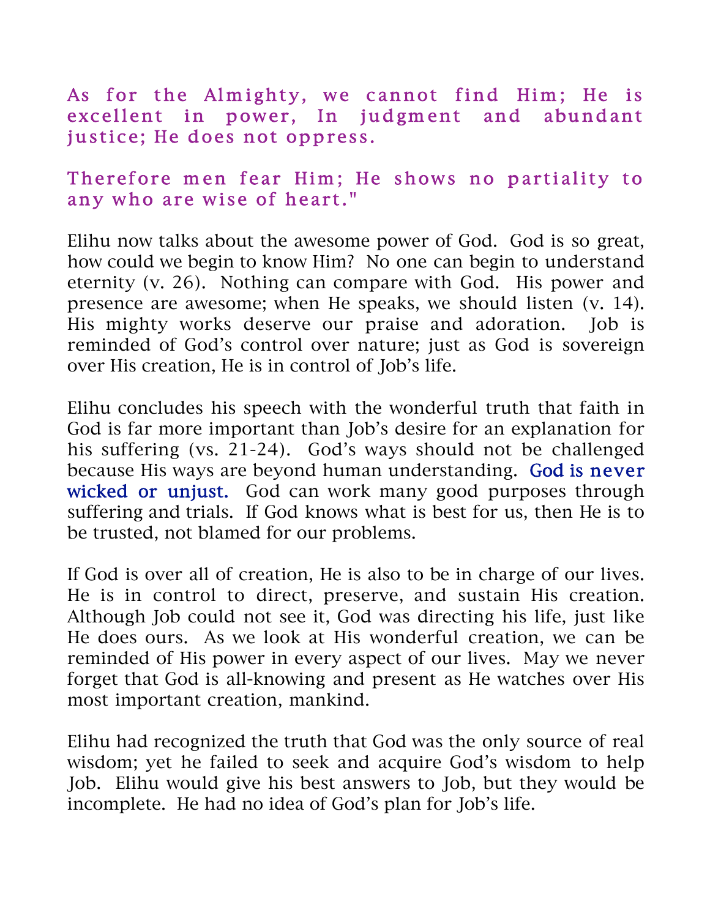As for the Almighty, we cannot find Him; He is excellent in power, In judgment and abundant justice; He does not oppress.

Therefore men fear Him; He shows no partiality to any who are wise of heart."

Elihu now talks about the awesome power of God. God is so great, how could we begin to know Him? No one can begin to understand eternity (v. 26). Nothing can compare with God. His power and presence are awesome; when He speaks, we should listen (v. 14). His mighty works deserve our praise and adoration. Job is reminded of God's control over nature; just as God is sovereign over His creation, He is in control of Job's life.

Elihu concludes his speech with the wonderful truth that faith in God is far more important than Job's desire for an explanation for his suffering (vs. 21-24). God's ways should not be challenged because His ways are beyond human understanding. God is never wicked or unjust. God can work many good purposes through suffering and trials. If God knows what is best for us, then He is to be trusted, not blamed for our problems.

If God is over all of creation, He is also to be in charge of our lives. He is in control to direct, preserve, and sustain His creation. Although Job could not see it, God was directing his life, just like He does ours. As we look at His wonderful creation, we can be reminded of His power in every aspect of our lives. May we never forget that God is all-knowing and present as He watches over His most important creation, mankind.

Elihu had recognized the truth that God was the only source of real wisdom; yet he failed to seek and acquire God's wisdom to help Job. Elihu would give his best answers to Job, but they would be incomplete. He had no idea of God's plan for Job's life.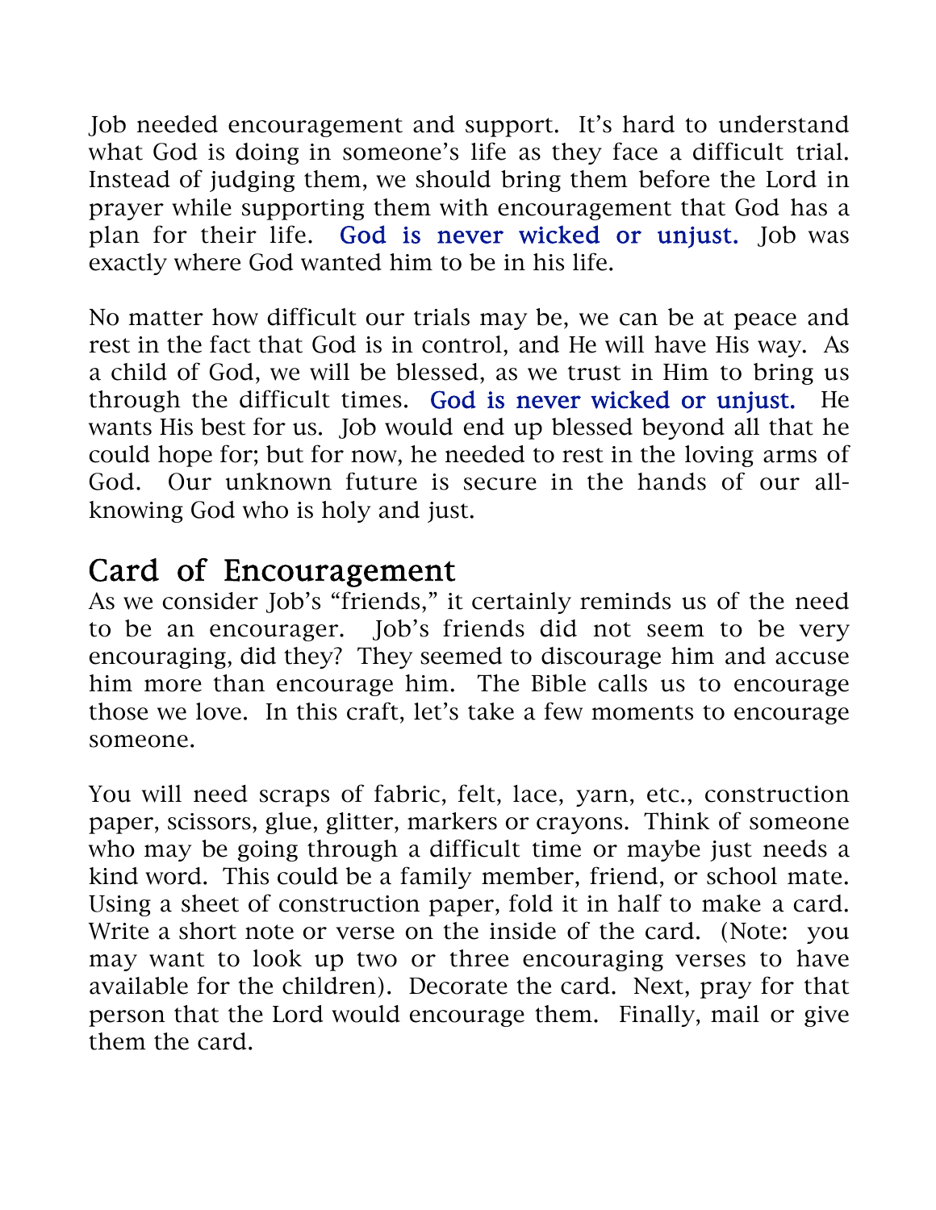Job needed encouragement and support. It's hard to understand what God is doing in someone's life as they face a difficult trial. Instead of judging them, we should bring them before the Lord in prayer while supporting them with encouragement that God has a plan for their life. God is never wicked or unjust. Job was exactly where God wanted him to be in his life.

No matter how difficult our trials may be, we can be at peace and rest in the fact that God is in control, and He will have His way. As a child of God, we will be blessed, as we trust in Him to bring us through the difficult times. God is never wicked or unjust. He wants His best for us. Job would end up blessed beyond all that he could hope for; but for now, he needed to rest in the loving arms of God. Our unknown future is secure in the hands of our all-knowing God who is holy and just.

## Card of Encouragement

As we consider Job's "friends," it certainly reminds us of the need to be an encourager. Job's friends did not seem to be very encouraging, did they? They seemed to discourage him and accuse him more than encourage him. The Bible calls us to encourage those we love. In this craft, let's take a few moments to encourage someone.

You will need scraps of fabric, felt, lace, yarn, etc., construction paper, scissors, glue, glitter, markers or crayons. Think of someone who may be going through a difficult time or maybe just needs a kind word. This could be a family member, friend, or school mate. Using a sheet of construction paper, fold it in half to make a card. Write a short note or verse on the inside of the card. (Note: you may want to look up two or three encouraging verses to have available for the children). Decorate the card. Next, pray for that person that the Lord would encourage them. Finally, mail or give them the card.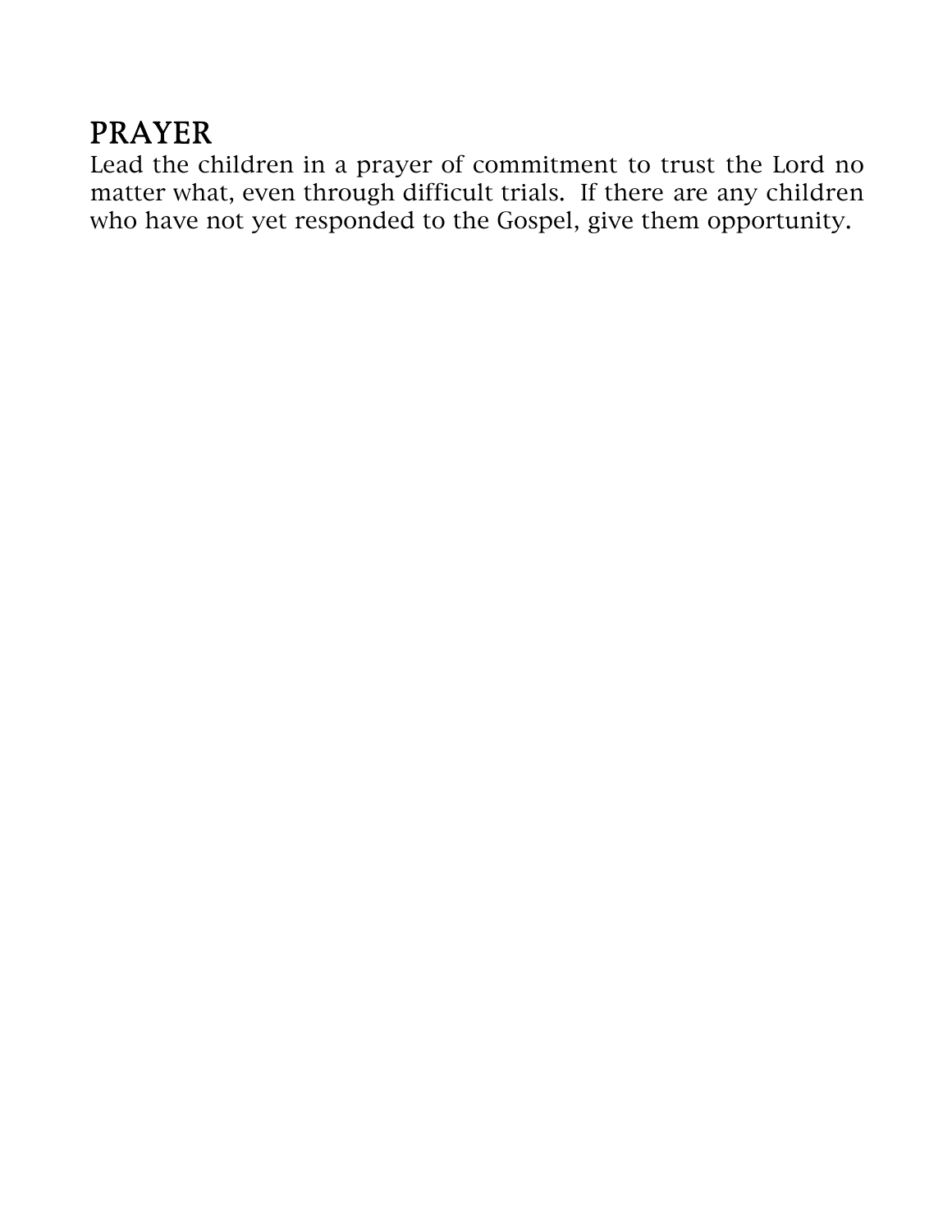## PRAYER

Lead the children in a prayer of commitment to trust the Lord no matter what, even through difficult trials. If there are any children who have not yet responded to the Gospel, give them opportunity.